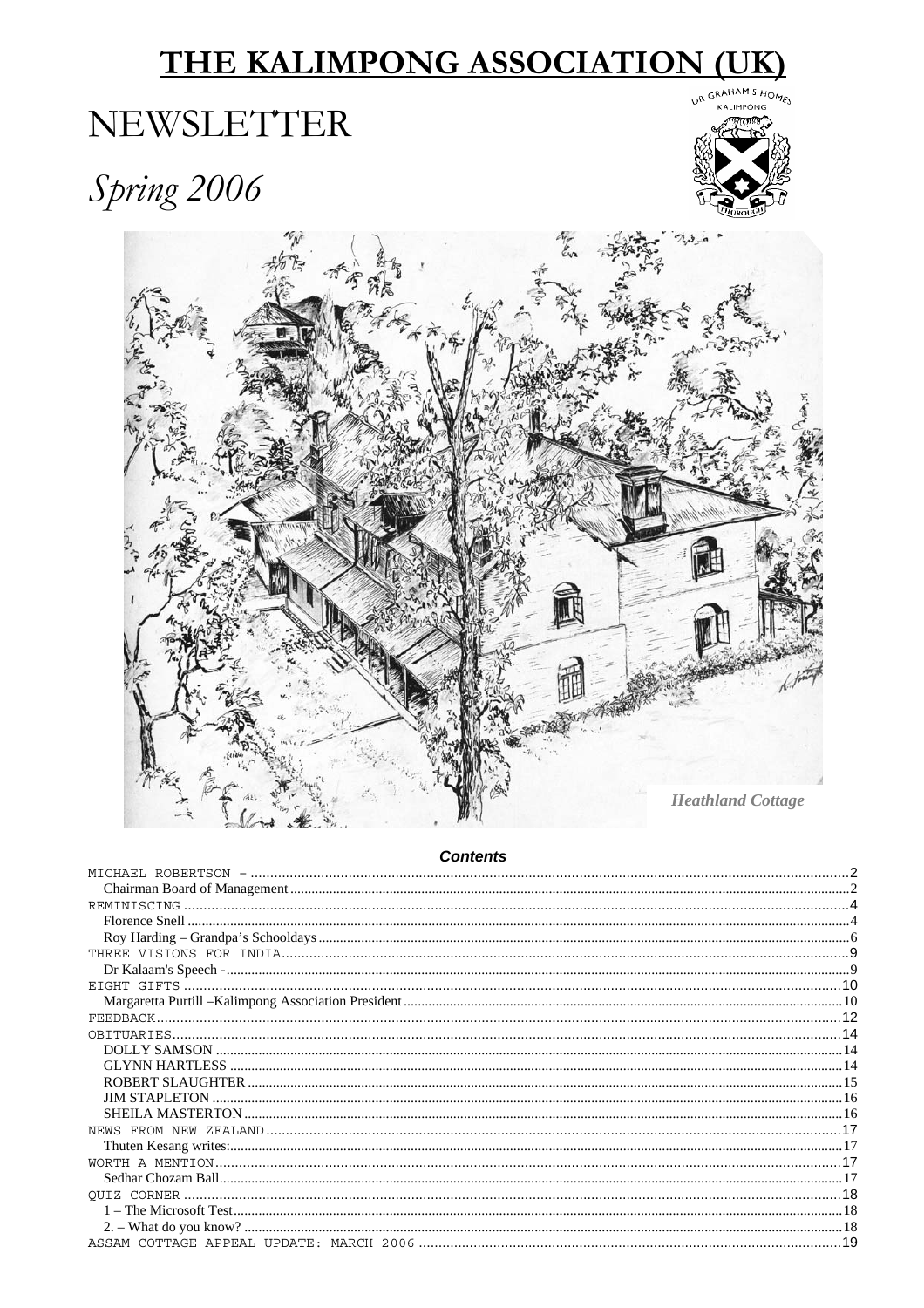# THE KALIMPONG ASSOCIATION (UK)

# NEWSLETTER

## *Spring 2006*

*Heathland Cottage*

### Contents

| | |
|---|---|
| MICHAEL ROBERTSON – | 2 |
| Chairman Board of Management | 2 |
| REMINISCING | 4 |
| Florence Snell | 4 |
| Roy Harding – Grandpa's Schooldays | 6 |
| THREE VISIONS FOR INDIA | 9 |
| Dr Kalaam's Speech - | 9 |
| EIGHT GIFTS | 10 |
| Margaretta Purtill –Kalimpong Association President | 10 |
| FEEDBACK | 12 |
| OBITUARIES | 14 |
| DOLLY SAMSON | 14 |
| GLYNN HARTLESS | 14 |
| ROBERT SLAUGHTER | 15 |
| JIM STAPLETON | 16 |
| SHEILA MASTERTON | 16 |
| NEWS FROM NEW ZEALAND | 17 |
| Thuten Kesang writes: | 17 |
| WORTH A MENTION | 17 |
| Sedhar Chozam Ball | 17 |
| QUIZ CORNER | 18 |
| 1 – The Microsoft Test | 18 |
| 2. – What do you know? | 18 |
| ASSAM COTTAGE APPEAL UPDATE: MARCH 2006 | 19 |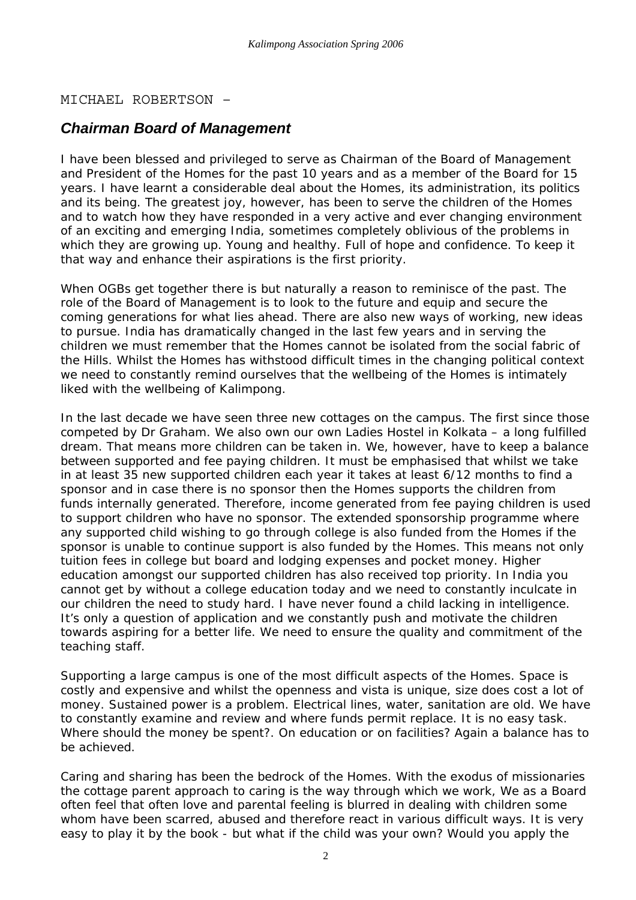MICHAEL ROBERTSON –

## *Chairman Board of Management*

I have been blessed and privileged to serve as Chairman of the Board of Management and President of the Homes for the past 10 years and as a member of the Board for 15 years. I have learnt a considerable deal about the Homes, its administration, its politics and its being. The greatest joy, however, has been to serve the children of the Homes and to watch how they have responded in a very active and ever changing environment of an exciting and emerging India, sometimes completely oblivious of the problems in which they are growing up. Young and healthy. Full of hope and confidence. To keep it that way and enhance their aspirations is the first priority.

When OGBs get together there is but naturally a reason to reminisce of the past. The role of the Board of Management is to look to the future and equip and secure the coming generations for what lies ahead. There are also new ways of working, new ideas to pursue. India has dramatically changed in the last few years and in serving the children we must remember that the Homes cannot be isolated from the social fabric of the Hills. Whilst the Homes has withstood difficult times in the changing political context we need to constantly remind ourselves that the wellbeing of the Homes is intimately liked with the wellbeing of Kalimpong.

In the last decade we have seen three new cottages on the campus. The first since those competed by Dr Graham. We also own our own Ladies Hostel in Kolkata – a long fulfilled dream. That means more children can be taken in. We, however, have to keep a balance between supported and fee paying children. It must be emphasised that whilst we take in at least 35 new supported children each year it takes at least 6/12 months to find a sponsor and in case there is no sponsor then the Homes supports the children from funds internally generated. Therefore, income generated from fee paying children is used to support children who have no sponsor. The extended sponsorship programme where any supported child wishing to go through college is also funded from the Homes if the sponsor is unable to continue support is also funded by the Homes. This means not only tuition fees in college but board and lodging expenses and pocket money. Higher education amongst our supported children has also received top priority. In India you cannot get by without a college education today and we need to constantly inculcate in our children the need to study hard. I have never found a child lacking in intelligence. It's only a question of application and we constantly push and motivate the children towards aspiring for a better life. We need to ensure the quality and commitment of the teaching staff.

Supporting a large campus is one of the most difficult aspects of the Homes. Space is costly and expensive and whilst the openness and vista is unique, size does cost a lot of money. Sustained power is a problem. Electrical lines, water, sanitation are old. We have to constantly examine and review and where funds permit replace. It is no easy task. Where should the money be spent?. On education or on facilities? Again a balance has to be achieved.

Caring and sharing has been the bedrock of the Homes. With the exodus of missionaries the cottage parent approach to caring is the way through which we work, We as a Board often feel that often love and parental feeling is blurred in dealing with children some whom have been scarred, abused and therefore react in various difficult ways. It is very easy to play it by the book - but what if the child was your own? Would you apply the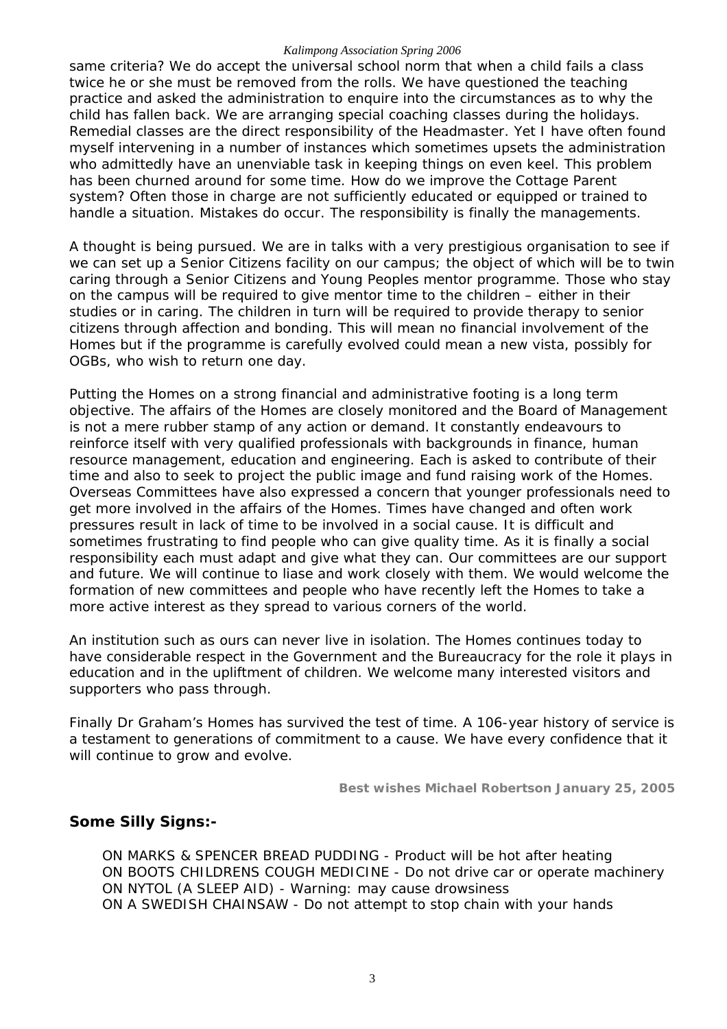same criteria? We do accept the universal school norm that when a child fails a class twice he or she must be removed from the rolls. We have questioned the teaching practice and asked the administration to enquire into the circumstances as to why the child has fallen back. We are arranging special coaching classes during the holidays. Remedial classes are the direct responsibility of the Headmaster. Yet I have often found myself intervening in a number of instances which sometimes upsets the administration who admittedly have an unenviable task in keeping things on even keel. This problem has been churned around for some time. How do we improve the Cottage Parent system? Often those in charge are not sufficiently educated or equipped or trained to handle a situation. Mistakes do occur. The responsibility is finally the managements.

A thought is being pursued. We are in talks with a very prestigious organisation to see if we can set up a Senior Citizens facility on our campus; the object of which will be to twin caring through a Senior Citizens and Young Peoples mentor programme. Those who stay on the campus will be required to give mentor time to the children – either in their studies or in caring. The children in turn will be required to provide therapy to senior citizens through affection and bonding. This will mean no financial involvement of the Homes but if the programme is carefully evolved could mean a new vista, possibly for OGBs, who wish to return one day.

Putting the Homes on a strong financial and administrative footing is a long term objective. The affairs of the Homes are closely monitored and the Board of Management is not a mere rubber stamp of any action or demand. It constantly endeavours to reinforce itself with very qualified professionals with backgrounds in finance, human resource management, education and engineering. Each is asked to contribute of their time and also to seek to project the public image and fund raising work of the Homes. Overseas Committees have also expressed a concern that younger professionals need to get more involved in the affairs of the Homes. Times have changed and often work pressures result in lack of time to be involved in a social cause. It is difficult and sometimes frustrating to find people who can give quality time. As it is finally a social responsibility each must adapt and give what they can. Our committees are our support and future. We will continue to liase and work closely with them. We would welcome the formation of new committees and people who have recently left the Homes to take a more active interest as they spread to various corners of the world.

An institution such as ours can never live in isolation. The Homes continues today to have considerable respect in the Government and the Bureaucracy for the role it plays in education and in the upliftment of children. We welcome many interested visitors and supporters who pass through.

Finally Dr Graham's Homes has survived the test of time. A 106-year history of service is a testament to generations of commitment to a cause. We have every confidence that it will continue to grow and evolve.

**Best wishes Michael Robertson January 25, 2005**

## Some Silly Signs:-

ON MARKS & SPENCER BREAD PUDDING - Product will be hot after heating
ON BOOTS CHILDRENS COUGH MEDICINE - Do not drive car or operate machinery
ON NYTOL (A SLEEP AID) - Warning: may cause drowsiness
ON A SWEDISH CHAINSAW - Do not attempt to stop chain with your hands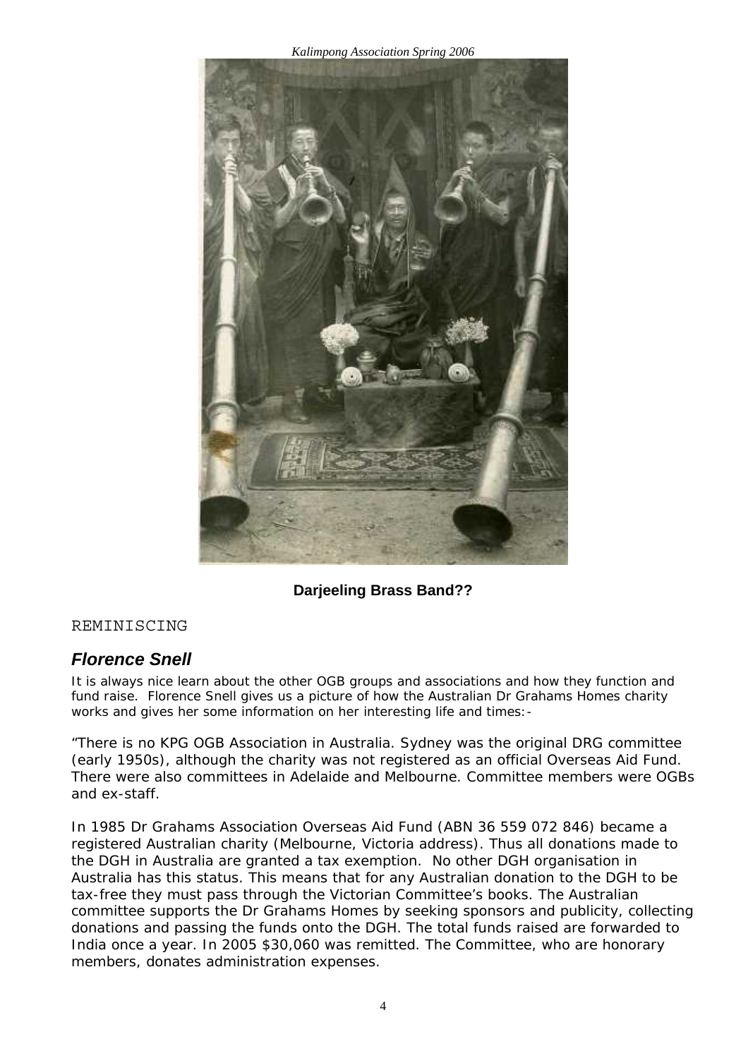Darjeeling Brass Band??

REMINISCING

## *Florence Snell*

It is always nice learn about the other OGB groups and associations and how they function and fund raise. Florence Snell gives us a picture of how the Australian Dr Grahams Homes charity works and gives her some information on her interesting life and times:-

"There is no KPG OGB Association in Australia. Sydney was the original DRG committee (early 1950s), although the charity was not registered as an official Overseas Aid Fund. There were also committees in Adelaide and Melbourne. Committee members were OGBs and ex-staff.

In 1985 Dr Grahams Association Overseas Aid Fund (ABN 36 559 072 846) became a registered Australian charity (Melbourne, Victoria address). Thus all donations made to the DGH in Australia are granted a tax exemption. No other DGH organisation in Australia has this status. This means that for any Australian donation to the DGH to be tax-free they must pass through the Victorian Committee's books. The Australian committee supports the Dr Grahams Homes by seeking sponsors and publicity, collecting donations and passing the funds onto the DGH. The total funds raised are forwarded to India once a year. In 2005 $30,060 was remitted. The Committee, who are honorary members, donates administration expenses.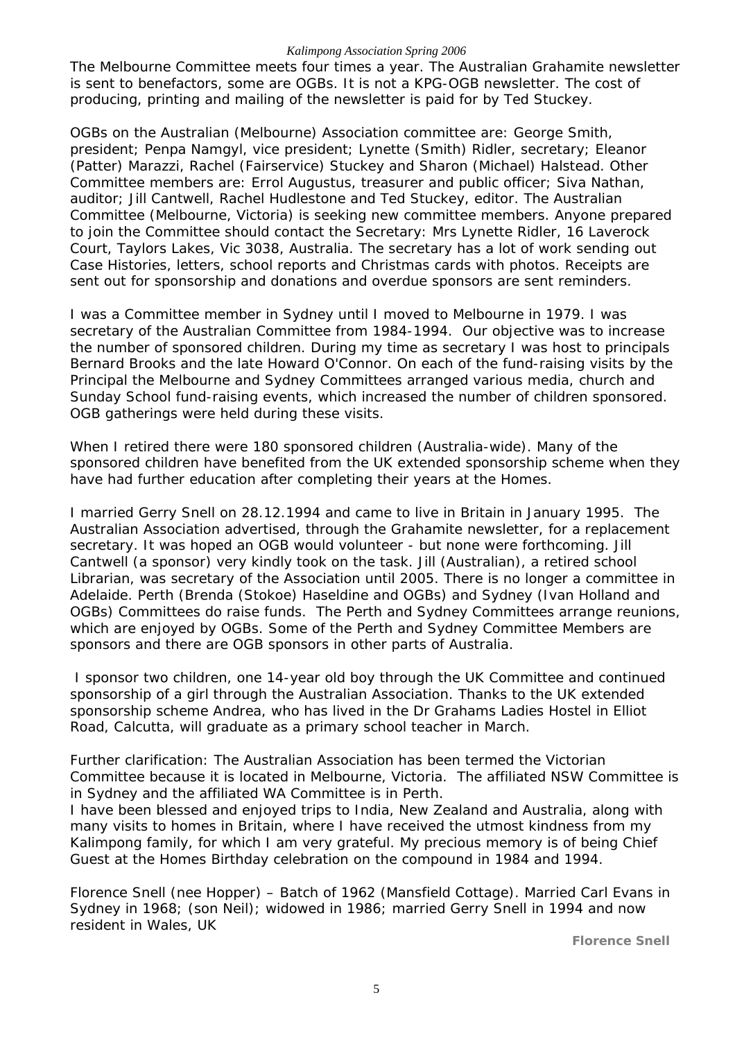The Melbourne Committee meets four times a year. The Australian Grahamite newsletter is sent to benefactors, some are OGBs. It is not a KPG-OGB newsletter. The cost of producing, printing and mailing of the newsletter is paid for by Ted Stuckey.

OGBs on the Australian (Melbourne) Association committee are: George Smith, president; Penpa Namgyl, vice president; Lynette (Smith) Ridler, secretary; Eleanor (Patter) Marazzi, Rachel (Fairservice) Stuckey and Sharon (Michael) Halstead. Other Committee members are: Errol Augustus, treasurer and public officer; Siva Nathan, auditor; Jill Cantwell, Rachel Hudlestone and Ted Stuckey, editor. The Australian Committee (Melbourne, Victoria) is seeking new committee members. Anyone prepared to join the Committee should contact the Secretary: Mrs Lynette Ridler, 16 Laverock Court, Taylors Lakes, Vic 3038, Australia. The secretary has a lot of work sending out Case Histories, letters, school reports and Christmas cards with photos. Receipts are sent out for sponsorship and donations and overdue sponsors are sent reminders.

I was a Committee member in Sydney until I moved to Melbourne in 1979. I was secretary of the Australian Committee from 1984-1994. Our objective was to increase the number of sponsored children. During my time as secretary I was host to principals Bernard Brooks and the late Howard O'Connor. On each of the fund-raising visits by the Principal the Melbourne and Sydney Committees arranged various media, church and Sunday School fund-raising events, which increased the number of children sponsored. OGB gatherings were held during these visits.

When I retired there were 180 sponsored children (Australia-wide). Many of the sponsored children have benefited from the UK extended sponsorship scheme when they have had further education after completing their years at the Homes.

I married Gerry Snell on 28.12.1994 and came to live in Britain in January 1995. The Australian Association advertised, through the Grahamite newsletter, for a replacement secretary. It was hoped an OGB would volunteer - but none were forthcoming. Jill Cantwell (a sponsor) very kindly took on the task. Jill (Australian), a retired school Librarian, was secretary of the Association until 2005. There is no longer a committee in Adelaide. Perth (Brenda (Stokoe) Haseldine and OGBs) and Sydney (Ivan Holland and OGBs) Committees do raise funds. The Perth and Sydney Committees arrange reunions, which are enjoyed by OGBs. Some of the Perth and Sydney Committee Members are sponsors and there are OGB sponsors in other parts of Australia.

I sponsor two children, one 14-year old boy through the UK Committee and continued sponsorship of a girl through the Australian Association. Thanks to the UK extended sponsorship scheme Andrea, who has lived in the Dr Grahams Ladies Hostel in Elliot Road, Calcutta, will graduate as a primary school teacher in March.

Further clarification: The Australian Association has been termed the Victorian Committee because it is located in Melbourne, Victoria. The affiliated NSW Committee is in Sydney and the affiliated WA Committee is in Perth.
I have been blessed and enjoyed trips to India, New Zealand and Australia, along with many visits to homes in Britain, where I have received the utmost kindness from my Kalimpong family, for which I am very grateful. My precious memory is of being Chief Guest at the Homes Birthday celebration on the compound in 1984 and 1994.

Florence Snell (nee Hopper) – Batch of 1962 (Mansfield Cottage). Married Carl Evans in Sydney in 1968; (son Neil); widowed in 1986; married Gerry Snell in 1994 and now resident in Wales, UK

**Florence Snell**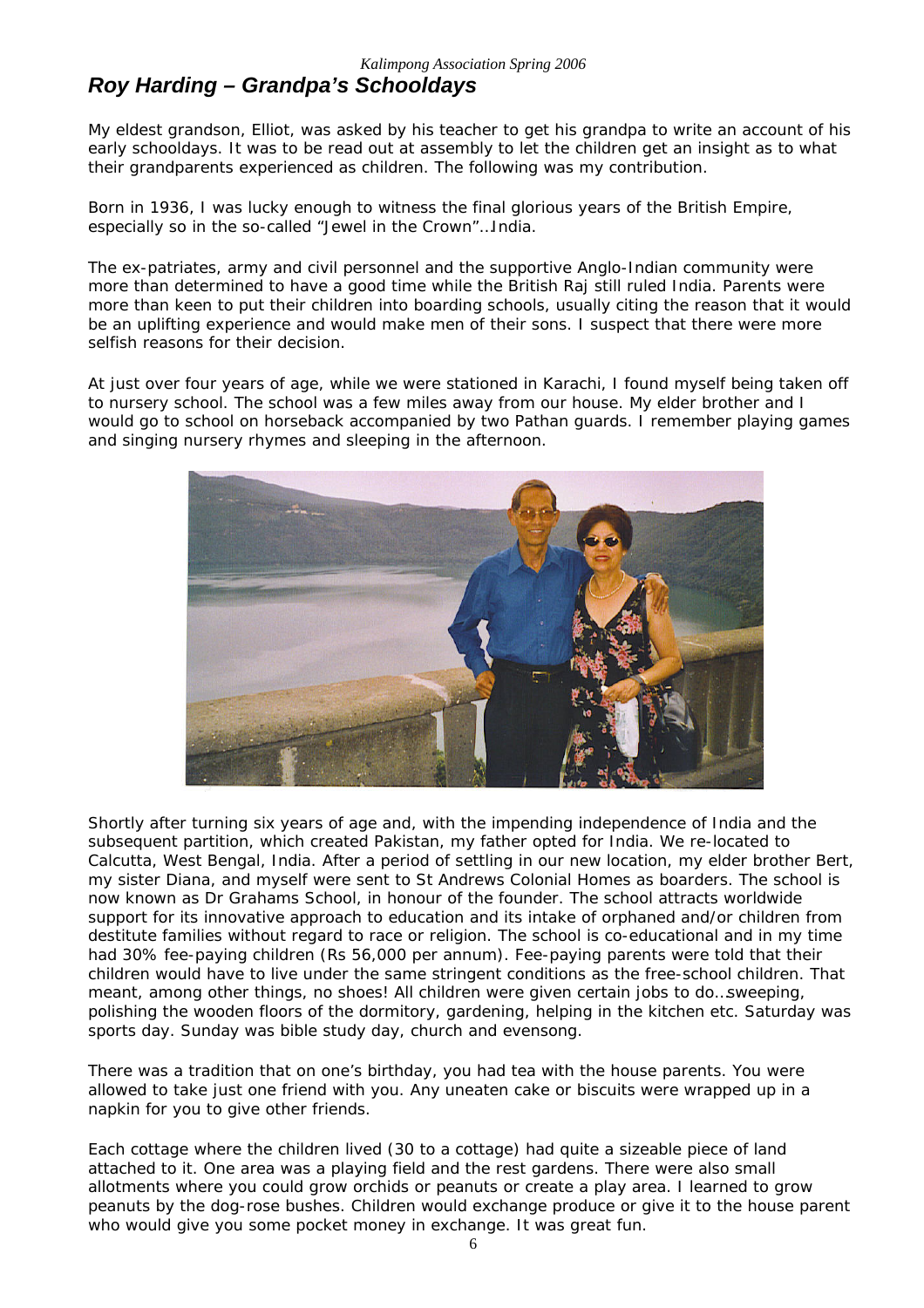## *Roy Harding – Grandpa's Schooldays*

My eldest grandson, Elliot, was asked by his teacher to get his grandpa to write an account of his early schooldays. It was to be read out at assembly to let the children get an insight as to what their grandparents experienced as children. The following was my contribution.

Born in 1936, I was lucky enough to witness the final glorious years of the British Empire, especially so in the so-called "Jewel in the Crown"…India.

The ex-patriates, army and civil personnel and the supportive Anglo-Indian community were more than determined to have a good time while the British Raj still ruled India. Parents were more than keen to put their children into boarding schools, usually citing the reason that it would be an uplifting experience and would make men of their sons. I suspect that there were more selfish reasons for their decision.

At just over four years of age, while we were stationed in Karachi, I found myself being taken off to nursery school. The school was a few miles away from our house. My elder brother and I would go to school on horseback accompanied by two Pathan guards. I remember playing games and singing nursery rhymes and sleeping in the afternoon.

Shortly after turning six years of age and, with the impending independence of India and the subsequent partition, which created Pakistan, my father opted for India. We re-located to Calcutta, West Bengal, India. After a period of settling in our new location, my elder brother Bert, my sister Diana, and myself were sent to St Andrews Colonial Homes as boarders. The school is now known as Dr Grahams School, in honour of the founder. The school attracts worldwide support for its innovative approach to education and its intake of orphaned and/or children from destitute families without regard to race or religion. The school is co-educational and in my time had 30% fee-paying children (Rs 56,000 per annum). Fee-paying parents were told that their children would have to live under the same stringent conditions as the free-school children. That meant, among other things, no shoes! All children were given certain jobs to do…sweeping, polishing the wooden floors of the dormitory, gardening, helping in the kitchen etc. Saturday was sports day. Sunday was bible study day, church and evensong.

There was a tradition that on one's birthday, you had tea with the house parents. You were allowed to take just one friend with you. Any uneaten cake or biscuits were wrapped up in a napkin for you to give other friends.

Each cottage where the children lived (30 to a cottage) had quite a sizeable piece of land attached to it. One area was a playing field and the rest gardens. There were also small allotments where you could grow orchids or peanuts or create a play area. I learned to grow peanuts by the dog-rose bushes. Children would exchange produce or give it to the house parent who would give you some pocket money in exchange. It was great fun.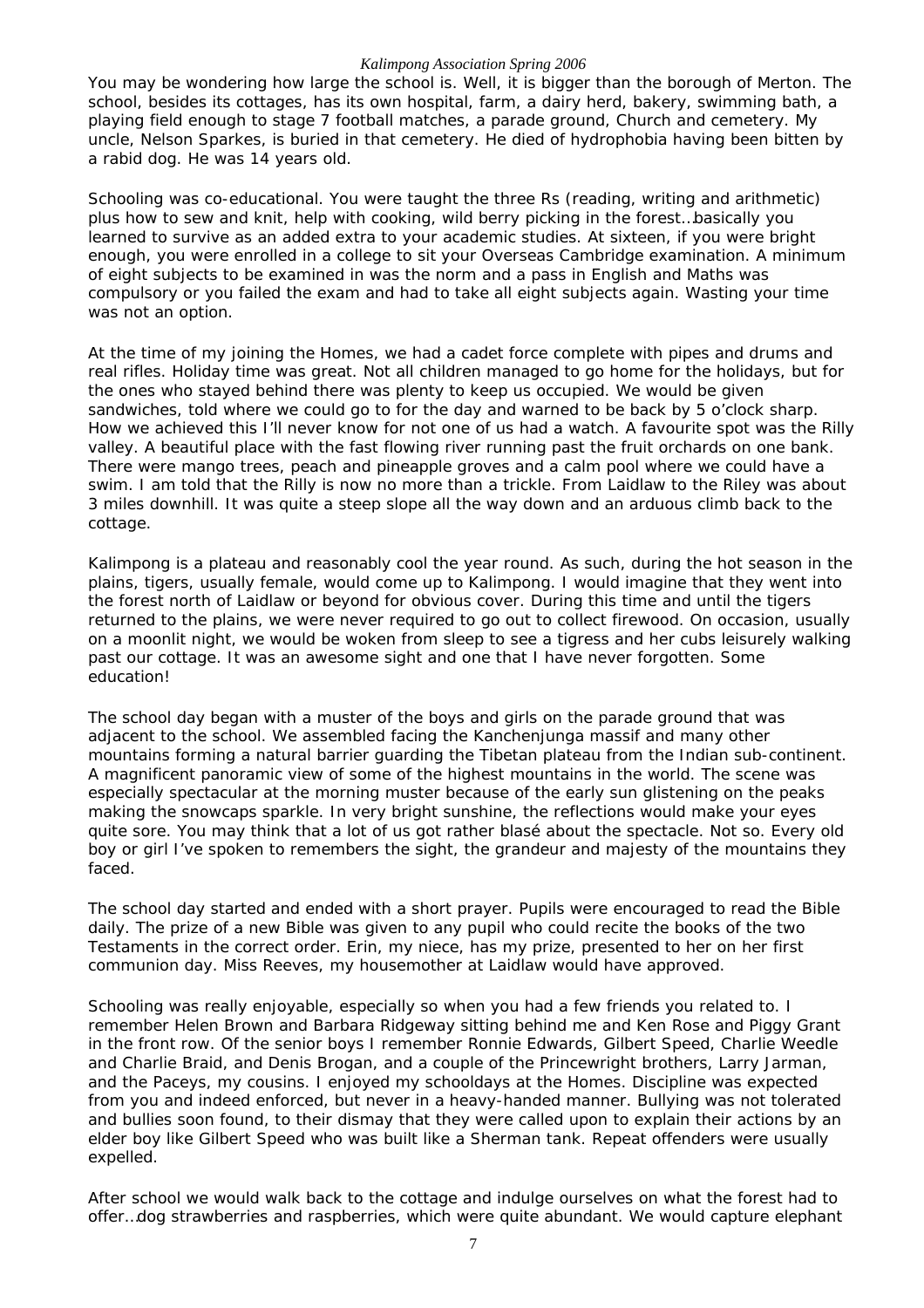You may be wondering how large the school is. Well, it is bigger than the borough of Merton. The school, besides its cottages, has its own hospital, farm, a dairy herd, bakery, swimming bath, a playing field enough to stage 7 football matches, a parade ground, Church and cemetery. My uncle, Nelson Sparkes, is buried in that cemetery. He died of hydrophobia having been bitten by a rabid dog. He was 14 years old.

Schooling was co-educational. You were taught the three Rs (reading, writing and arithmetic) plus how to sew and knit, help with cooking, wild berry picking in the forest…basically you learned to survive as an added extra to your academic studies. At sixteen, if you were bright enough, you were enrolled in a college to sit your Overseas Cambridge examination. A minimum of eight subjects to be examined in was the norm and a pass in English and Maths was compulsory or you failed the exam and had to take all eight subjects again. Wasting your time was not an option.

At the time of my joining the Homes, we had a cadet force complete with pipes and drums and real rifles. Holiday time was great. Not all children managed to go home for the holidays, but for the ones who stayed behind there was plenty to keep us occupied. We would be given sandwiches, told where we could go to for the day and warned to be back by 5 o'clock sharp. How we achieved this I'll never know for not one of us had a watch. A favourite spot was the Rilly valley. A beautiful place with the fast flowing river running past the fruit orchards on one bank. There were mango trees, peach and pineapple groves and a calm pool where we could have a swim. I am told that the Rilly is now no more than a trickle. From Laidlaw to the Riley was about 3 miles downhill. It was quite a steep slope all the way down and an arduous climb back to the cottage.

Kalimpong is a plateau and reasonably cool the year round. As such, during the hot season in the plains, tigers, usually female, would come up to Kalimpong. I would imagine that they went into the forest north of Laidlaw or beyond for obvious cover. During this time and until the tigers returned to the plains, we were never required to go out to collect firewood. On occasion, usually on a moonlit night, we would be woken from sleep to see a tigress and her cubs leisurely walking past our cottage. It was an awesome sight and one that I have never forgotten. Some education!

The school day began with a muster of the boys and girls on the parade ground that was adjacent to the school. We assembled facing the Kanchenjunga massif and many other mountains forming a natural barrier guarding the Tibetan plateau from the Indian sub-continent. A magnificent panoramic view of some of the highest mountains in the world. The scene was especially spectacular at the morning muster because of the early sun glistening on the peaks making the snowcaps sparkle. In very bright sunshine, the reflections would make your eyes quite sore. You may think that a lot of us got rather blasé about the spectacle. Not so. Every old boy or girl I've spoken to remembers the sight, the grandeur and majesty of the mountains they faced.

The school day started and ended with a short prayer. Pupils were encouraged to read the Bible daily. The prize of a new Bible was given to any pupil who could recite the books of the two Testaments in the correct order. Erin, my niece, has my prize, presented to her on her first communion day. Miss Reeves, my housemother at Laidlaw would have approved.

Schooling was really enjoyable, especially so when you had a few friends you related to. I remember Helen Brown and Barbara Ridgeway sitting behind me and Ken Rose and Piggy Grant in the front row. Of the senior boys I remember Ronnie Edwards, Gilbert Speed, Charlie Weedle and Charlie Braid, and Denis Brogan, and a couple of the Princewright brothers, Larry Jarman, and the Paceys, my cousins. I enjoyed my schooldays at the Homes. Discipline was expected from you and indeed enforced, but never in a heavy-handed manner. Bullying was not tolerated and bullies soon found, to their dismay that they were called upon to explain their actions by an elder boy like Gilbert Speed who was built like a Sherman tank. Repeat offenders were usually expelled.

After school we would walk back to the cottage and indulge ourselves on what the forest had to offer…dog strawberries and raspberries, which were quite abundant. We would capture elephant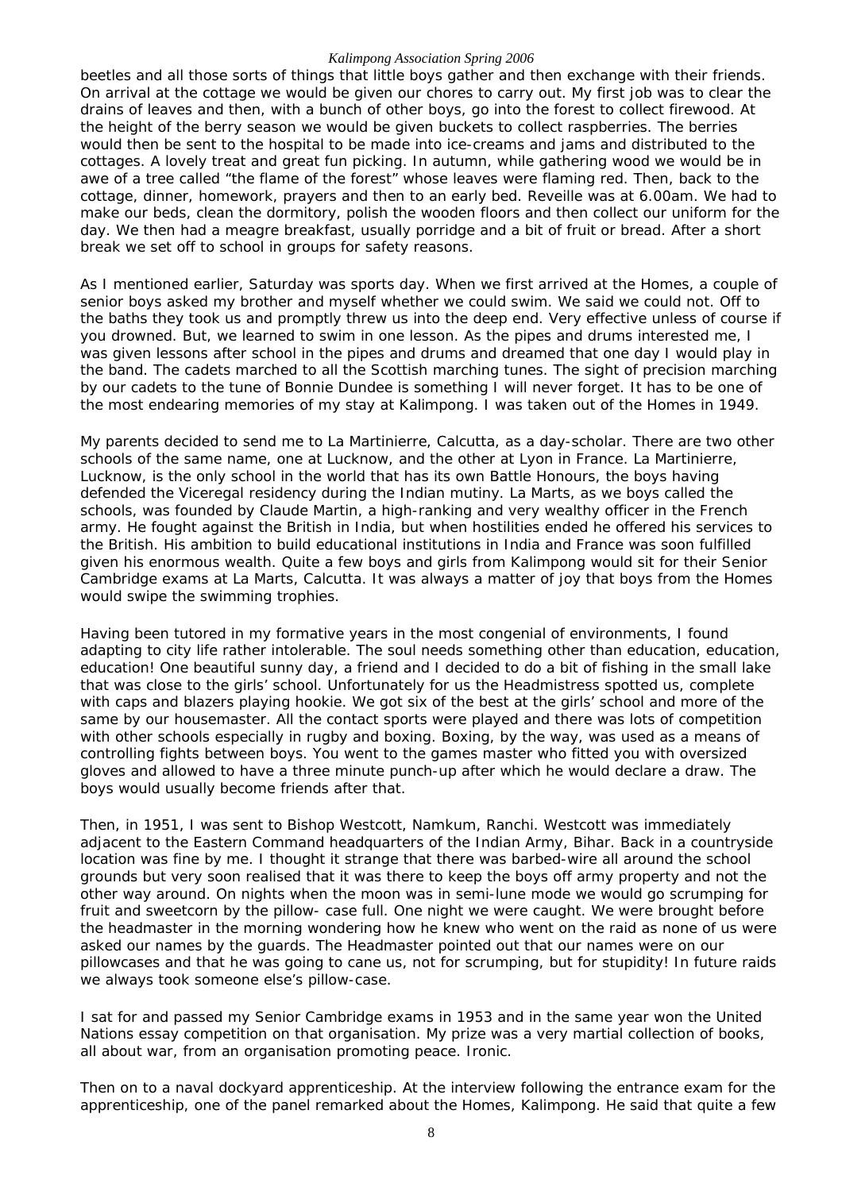beetles and all those sorts of things that little boys gather and then exchange with their friends. On arrival at the cottage we would be given our chores to carry out. My first job was to clear the drains of leaves and then, with a bunch of other boys, go into the forest to collect firewood. At the height of the berry season we would be given buckets to collect raspberries. The berries would then be sent to the hospital to be made into ice-creams and jams and distributed to the cottages. A lovely treat and great fun picking. In autumn, while gathering wood we would be in awe of a tree called "the flame of the forest" whose leaves were flaming red. Then, back to the cottage, dinner, homework, prayers and then to an early bed. Reveille was at 6.00am. We had to make our beds, clean the dormitory, polish the wooden floors and then collect our uniform for the day. We then had a meagre breakfast, usually porridge and a bit of fruit or bread. After a short break we set off to school in groups for safety reasons.

As I mentioned earlier, Saturday was sports day. When we first arrived at the Homes, a couple of senior boys asked my brother and myself whether we could swim. We said we could not. Off to the baths they took us and promptly threw us into the deep end. Very effective unless of course if you drowned. But, we learned to swim in one lesson. As the pipes and drums interested me, I was given lessons after school in the pipes and drums and dreamed that one day I would play in the band. The cadets marched to all the Scottish marching tunes. The sight of precision marching by our cadets to the tune of Bonnie Dundee is something I will never forget. It has to be one of the most endearing memories of my stay at Kalimpong. I was taken out of the Homes in 1949.

My parents decided to send me to La Martinierre, Calcutta, as a day-scholar. There are two other schools of the same name, one at Lucknow, and the other at Lyon in France. La Martinierre, Lucknow, is the only school in the world that has its own Battle Honours, the boys having defended the Viceregal residency during the Indian mutiny. La Marts, as we boys called the schools, was founded by Claude Martin, a high-ranking and very wealthy officer in the French army. He fought against the British in India, but when hostilities ended he offered his services to the British. His ambition to build educational institutions in India and France was soon fulfilled given his enormous wealth. Quite a few boys and girls from Kalimpong would sit for their Senior Cambridge exams at La Marts, Calcutta. It was always a matter of joy that boys from the Homes would swipe the swimming trophies.

Having been tutored in my formative years in the most congenial of environments, I found adapting to city life rather intolerable. The soul needs something other than education, education, education! One beautiful sunny day, a friend and I decided to do a bit of fishing in the small lake that was close to the girls' school. Unfortunately for us the Headmistress spotted us, complete with caps and blazers playing hookie. We got six of the best at the girls' school and more of the same by our housemaster. All the contact sports were played and there was lots of competition with other schools especially in rugby and boxing. Boxing, by the way, was used as a means of controlling fights between boys. You went to the games master who fitted you with oversized gloves and allowed to have a three minute punch-up after which he would declare a draw. The boys would usually become friends after that.

Then, in 1951, I was sent to Bishop Westcott, Namkum, Ranchi. Westcott was immediately adjacent to the Eastern Command headquarters of the Indian Army, Bihar. Back in a countryside location was fine by me. I thought it strange that there was barbed-wire all around the school grounds but very soon realised that it was there to keep the boys off army property and not the other way around. On nights when the moon was in semi-lune mode we would go scrumping for fruit and sweetcorn by the pillow- case full. One night we were caught. We were brought before the headmaster in the morning wondering how he knew who went on the raid as none of us were asked our names by the guards. The Headmaster pointed out that our names were on our pillowcases and that he was going to cane us, not for scrumping, but for stupidity! In future raids we always took someone else's pillow-case.

I sat for and passed my Senior Cambridge exams in 1953 and in the same year won the United Nations essay competition on that organisation. My prize was a very martial collection of books, all about war, from an organisation promoting peace. Ironic.

Then on to a naval dockyard apprenticeship. At the interview following the entrance exam for the apprenticeship, one of the panel remarked about the Homes, Kalimpong. He said that quite a few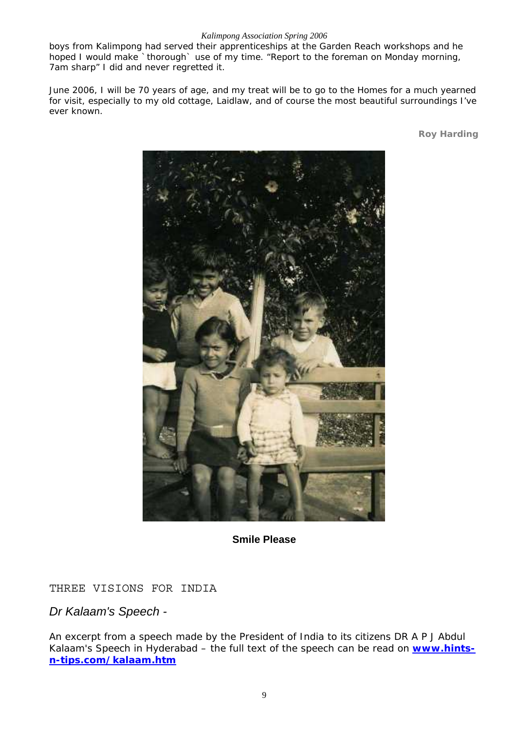boys from Kalimpong had served their apprenticeships at the Garden Reach workshops and he hoped I would make `thorough` use of my time. "Report to the foreman on Monday morning, 7am sharp" I did and never regretted it.

June 2006, I will be 70 years of age, and my treat will be to go to the Homes for a much yearned for visit, especially to my old cottage, Laidlaw, and of course the most beautiful surroundings I've ever known.

**Roy Harding**

**Smile Please**

THREE VISIONS FOR INDIA

*Dr Kalaam's Speech -*

An excerpt from a speech made by the President of India to its citizens DR A P J Abdul Kalaam's Speech in Hyderabad – the full text of the speech can be read on **www.hints-n-tips.com/kalaam.htm**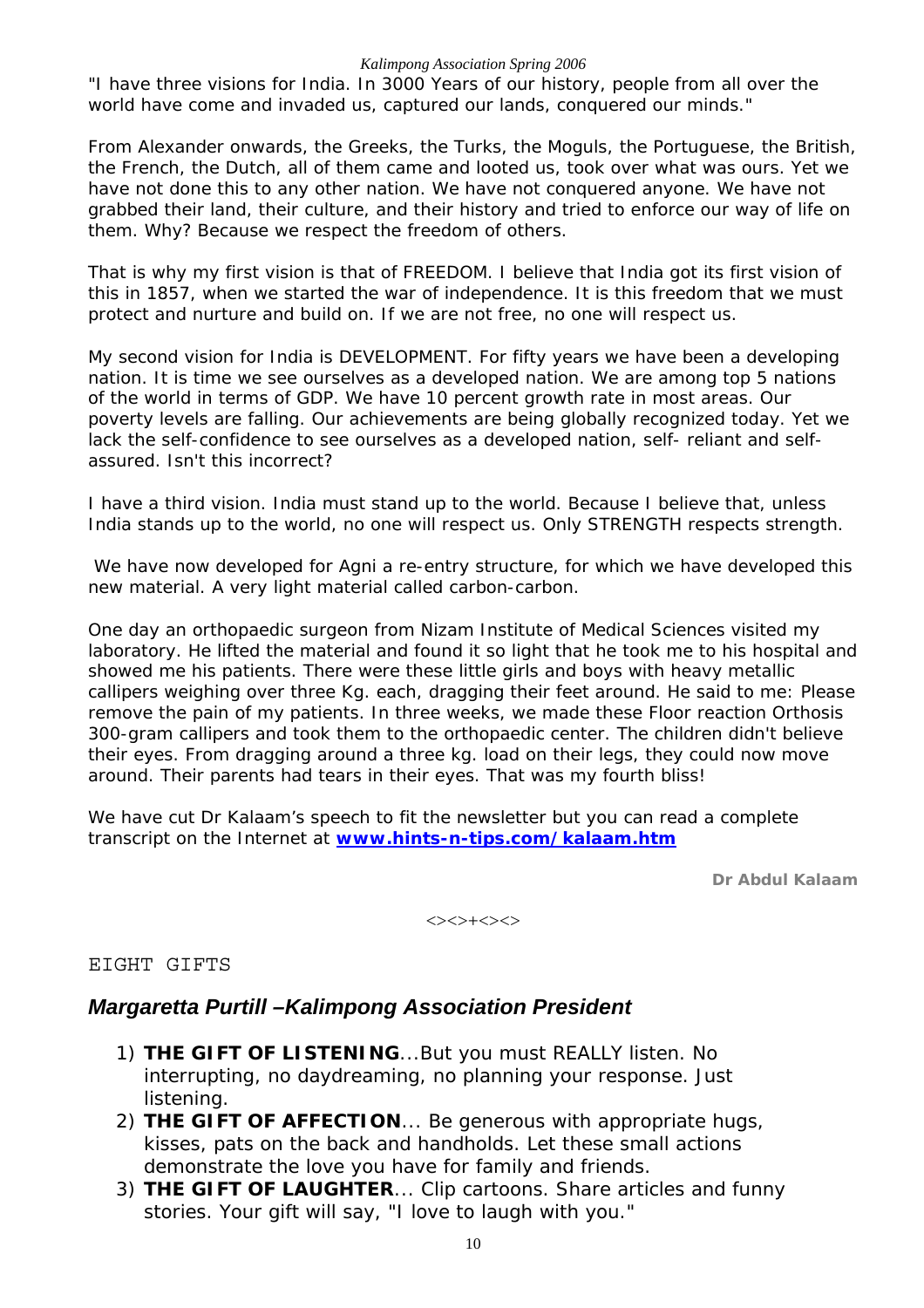"I have three visions for India. In 3000 Years of our history, people from all over the world have come and invaded us, captured our lands, conquered our minds."

From Alexander onwards, the Greeks, the Turks, the Moguls, the Portuguese, the British, the French, the Dutch, all of them came and looted us, took over what was ours. Yet we have not done this to any other nation. We have not conquered anyone. We have not grabbed their land, their culture, and their history and tried to enforce our way of life on them. Why? Because we respect the freedom of others.

That is why my first vision is that of FREEDOM. I believe that India got its first vision of this in 1857, when we started the war of independence. It is this freedom that we must protect and nurture and build on. If we are not free, no one will respect us.

My second vision for India is DEVELOPMENT. For fifty years we have been a developing nation. It is time we see ourselves as a developed nation. We are among top 5 nations of the world in terms of GDP. We have 10 percent growth rate in most areas. Our poverty levels are falling. Our achievements are being globally recognized today. Yet we lack the self-confidence to see ourselves as a developed nation, self- reliant and self-assured. Isn't this incorrect?

I have a third vision. India must stand up to the world. Because I believe that, unless India stands up to the world, no one will respect us. Only STRENGTH respects strength.

We have now developed for Agni a re-entry structure, for which we have developed this new material. A very light material called carbon-carbon.

One day an orthopaedic surgeon from Nizam Institute of Medical Sciences visited my laboratory. He lifted the material and found it so light that he took me to his hospital and showed me his patients. There were these little girls and boys with heavy metallic callipers weighing over three Kg. each, dragging their feet around. He said to me: Please remove the pain of my patients. In three weeks, we made these Floor reaction Orthosis 300-gram callipers and took them to the orthopaedic center. The children didn't believe their eyes. From dragging around a three kg. load on their legs, they could now move around. Their parents had tears in their eyes. That was my fourth bliss!

We have cut Dr Kalaam's speech to fit the newsletter but you can read a complete transcript on the Internet at **www.hints-n-tips.com/kalaam.htm**

**Dr Abdul Kalaam**

<><>+<><>

EIGHT GIFTS

## *Margaretta Purtill –Kalimpong Association President*

1) **THE GIFT OF LISTENING**...But you must REALLY listen. No interrupting, no daydreaming, no planning your response. Just listening.
2) **THE GIFT OF AFFECTION**... Be generous with appropriate hugs, kisses, pats on the back and handholds. Let these small actions demonstrate the love you have for family and friends.
3) **THE GIFT OF LAUGHTER**... Clip cartoons. Share articles and funny stories. Your gift will say, "I love to laugh with you."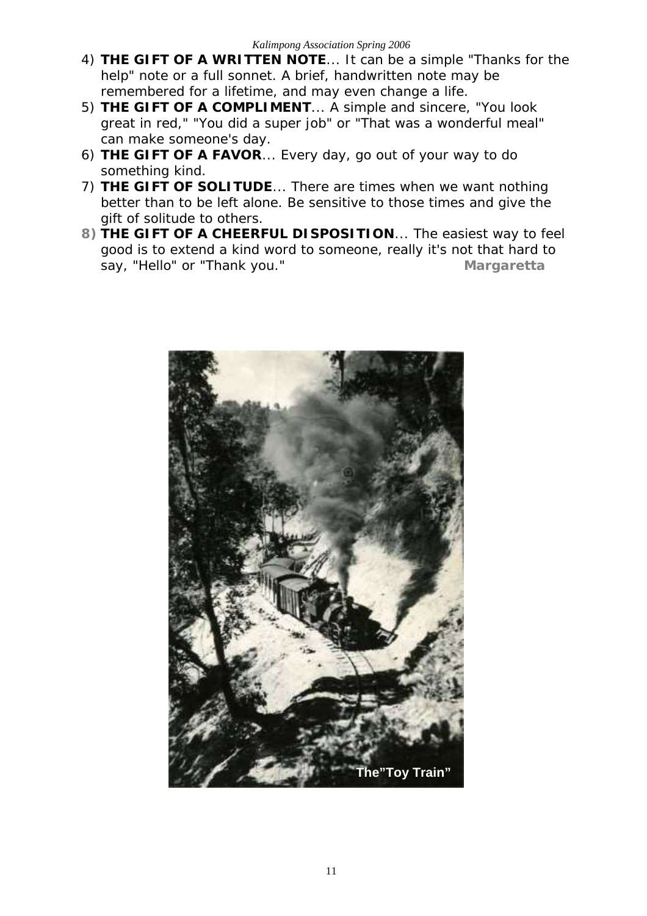4) **THE GIFT OF A WRITTEN NOTE**... It can be a simple "Thanks for the help" note or a full sonnet. A brief, handwritten note may be remembered for a lifetime, and may even change a life.
5) **THE GIFT OF A COMPLIMENT**... A simple and sincere, "You look great in red," "You did a super job" or "That was a wonderful meal" can make someone's day.
6) **THE GIFT OF A FAVOR**... Every day, go out of your way to do something kind.
7) **THE GIFT OF SOLITUDE**... There are times when we want nothing better than to be left alone. Be sensitive to those times and give the gift of solitude to others.
8) **THE GIFT OF A CHEERFUL DISPOSITION**... The easiest way to feel good is to extend a kind word to someone, really it's not that hard to say, "Hello" or "Thank you." **Margaretta**

The"Toy Train"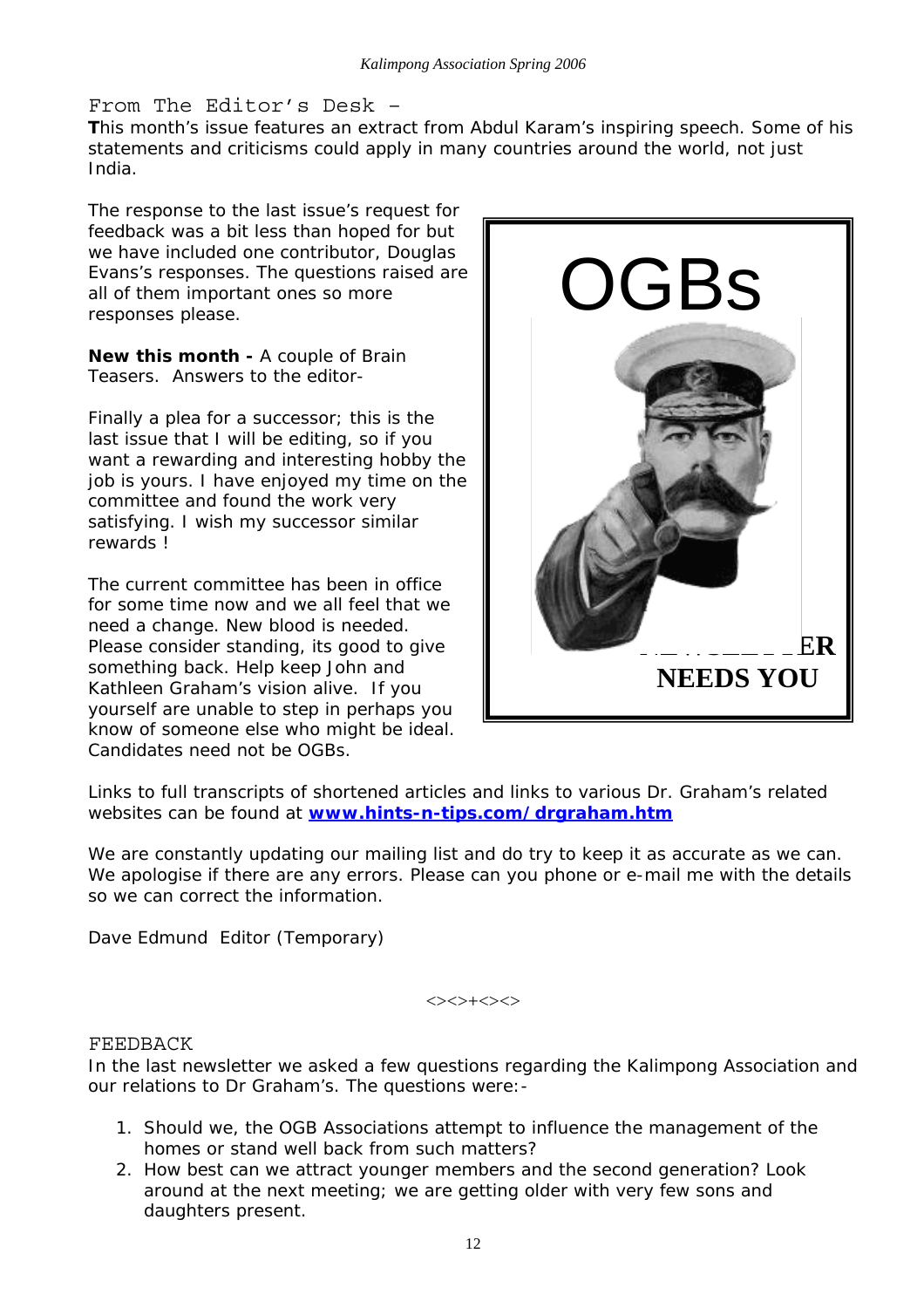## From The Editor's Desk –

**T**his month's issue features an extract from Abdul Karam's inspiring speech. Some of his statements and criticisms could apply in many countries around the world, not just India.

The response to the last issue's request for feedback was a bit less than hoped for but we have included one contributor, Douglas Evans's responses. The questions raised are all of them important ones so more responses please.

**New this month -** A couple of Brain Teasers. Answers to the editor-

Finally a plea for a successor; this is the last issue that I will be editing, so if you want a rewarding and interesting hobby the job is yours. I have enjoyed my time on the committee and found the work very satisfying. I wish my successor similar rewards !

The current committee has been in office for some time now and we all feel that we need a change. New blood is needed. Please consider standing, its good to give something back. Help keep John and Kathleen Graham's vision alive. If you yourself are unable to step in perhaps you know of someone else who might be ideal. Candidates need not be OGBs.

OGBs

NEWSLETTER **NEEDS YOU**

Links to full transcripts of shortened articles and links to various Dr. Graham's related websites can be found at **www.hints-n-tips.com/drgraham.htm**

We are constantly updating our mailing list and do try to keep it as accurate as we can. We apologise if there are any errors. Please can you phone or e-mail me with the details so we can correct the information.

Dave Edmund Editor (Temporary)

<><>+<><>

## FEEDBACK

In the last newsletter we asked a few questions regarding the Kalimpong Association and our relations to Dr Graham's. The questions were:-

1. Should we, the OGB Associations attempt to influence the management of the homes or stand well back from such matters?
2. How best can we attract younger members and the second generation? Look around at the next meeting; we are getting older with very few sons and daughters present.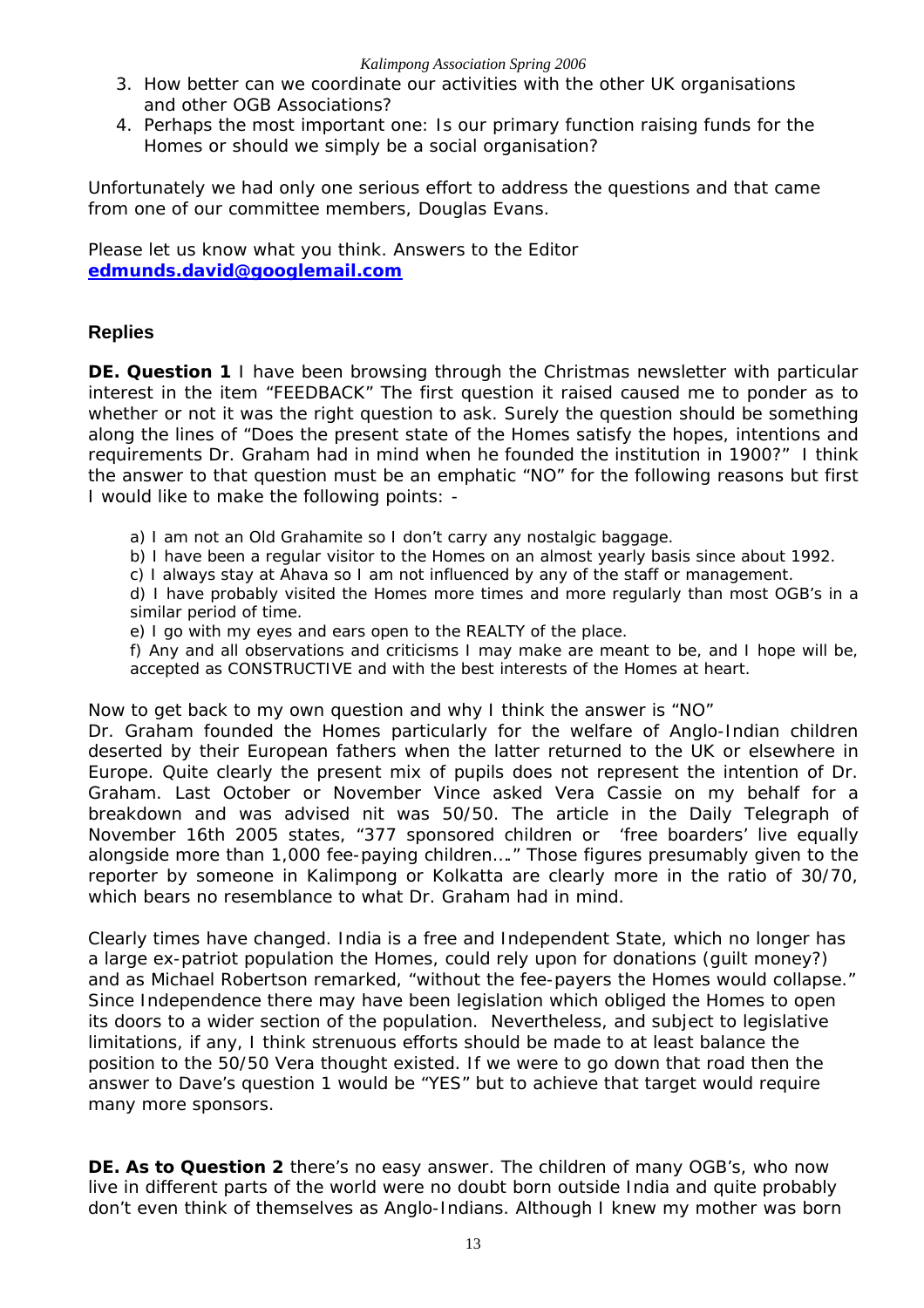3. How better can we coordinate our activities with the other UK organisations and other OGB Associations?
4. Perhaps the most important one: Is our primary function raising funds for the Homes or should we simply be a social organisation?

Unfortunately we had only one serious effort to address the questions and that came from one of our committee members, Douglas Evans.

Please let us know what you think. Answers to the Editor **edmunds.david@googlemail.com**

### Replies

**DE. Question 1** I have been browsing through the Christmas newsletter with particular interest in the item "FEEDBACK" The first question it raised caused me to ponder as to whether or not it was the right question to ask. Surely the question should be something along the lines of "Does the present state of the Homes satisfy the hopes, intentions and requirements Dr. Graham had in mind when he founded the institution in 1900?" I think the answer to that question must be an emphatic "NO" for the following reasons but first I would like to make the following points: -

a) I am not an Old Grahamite so I don't carry any nostalgic baggage.
b) I have been a regular visitor to the Homes on an almost yearly basis since about 1992.
c) I always stay at Ahava so I am not influenced by any of the staff or management.
d) I have probably visited the Homes more times and more regularly than most OGB's in a similar period of time.
e) I go with my eyes and ears open to the REALTY of the place.
f) Any and all observations and criticisms I may make are meant to be, and I hope will be, accepted as CONSTRUCTIVE and with the best interests of the Homes at heart.

Now to get back to my own question and why I think the answer is "NO"
Dr. Graham founded the Homes particularly for the welfare of Anglo-Indian children deserted by their European fathers when the latter returned to the UK or elsewhere in Europe. Quite clearly the present mix of pupils does not represent the intention of Dr. Graham. Last October or November Vince asked Vera Cassie on my behalf for a breakdown and was advised nit was 50/50. The article in the Daily Telegraph of November 16th 2005 states, "377 sponsored children or 'free boarders' live equally alongside more than 1,000 fee-paying children…." Those figures presumably given to the reporter by someone in Kalimpong or Kolkatta are clearly more in the ratio of 30/70, which bears no resemblance to what Dr. Graham had in mind.

Clearly times have changed. India is a free and Independent State, which no longer has a large ex-patriot population the Homes, could rely upon for donations (guilt money?) and as Michael Robertson remarked, "without the fee-payers the Homes would collapse." Since Independence there may have been legislation which obliged the Homes to open its doors to a wider section of the population. Nevertheless, and subject to legislative limitations, if any, I think strenuous efforts should be made to at least balance the position to the 50/50 Vera thought existed. If we were to go down that road then the answer to Dave's question 1 would be "YES" but to achieve that target would require many more sponsors.

**DE. As to Question 2** there's no easy answer. The children of many OGB's, who now live in different parts of the world were no doubt born outside India and quite probably don't even think of themselves as Anglo-Indians. Although I knew my mother was born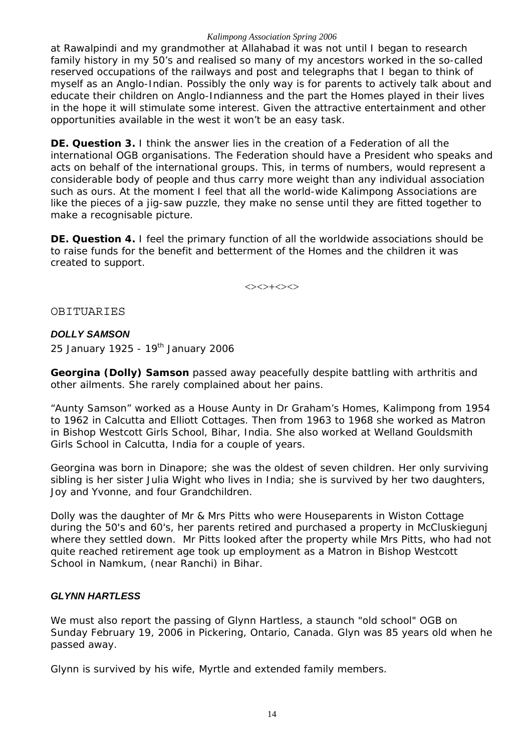at Rawalpindi and my grandmother at Allahabad it was not until I began to research family history in my 50's and realised so many of my ancestors worked in the so-called reserved occupations of the railways and post and telegraphs that I began to think of myself as an Anglo-Indian. Possibly the only way is for parents to actively talk about and educate their children on Anglo-Indianness and the part the Homes played in their lives in the hope it will stimulate some interest. Given the attractive entertainment and other opportunities available in the west it won't be an easy task.

**DE. Question 3.** I think the answer lies in the creation of a Federation of all the international OGB organisations. The Federation should have a President who speaks and acts on behalf of the international groups. This, in terms of numbers, would represent a considerable body of people and thus carry more weight than any individual association such as ours. At the moment I feel that all the world-wide Kalimpong Associations are like the pieces of a jig-saw puzzle, they make no sense until they are fitted together to make a recognisable picture.

**DE. Question 4.** I feel the primary function of all the worldwide associations should be to raise funds for the benefit and betterment of the Homes and the children it was created to support.

<><>+<><>

## OBITUARIES

### *DOLLY SAMSON*

25 January 1925 - 19th January 2006

**Georgina (Dolly) Samson** passed away peacefully despite battling with arthritis and other ailments. She rarely complained about her pains.

"Aunty Samson" worked as a House Aunty in Dr Graham's Homes, Kalimpong from 1954 to 1962 in Calcutta and Elliott Cottages. Then from 1963 to 1968 she worked as Matron in Bishop Westcott Girls School, Bihar, India. She also worked at Welland Gouldsmith Girls School in Calcutta, India for a couple of years.

Georgina was born in Dinapore; she was the oldest of seven children. Her only surviving sibling is her sister Julia Wight who lives in India; she is survived by her two daughters, Joy and Yvonne, and four Grandchildren.

Dolly was the daughter of Mr & Mrs Pitts who were Houseparents in Wiston Cottage during the 50's and 60's, her parents retired and purchased a property in McCluskiegunj where they settled down. Mr Pitts looked after the property while Mrs Pitts, who had not quite reached retirement age took up employment as a Matron in Bishop Westcott School in Namkum, (near Ranchi) in Bihar.

### *GLYNN HARTLESS*

We must also report the passing of Glynn Hartless, a staunch "old school" OGB on Sunday February 19, 2006 in Pickering, Ontario, Canada. Glyn was 85 years old when he passed away.

Glynn is survived by his wife, Myrtle and extended family members.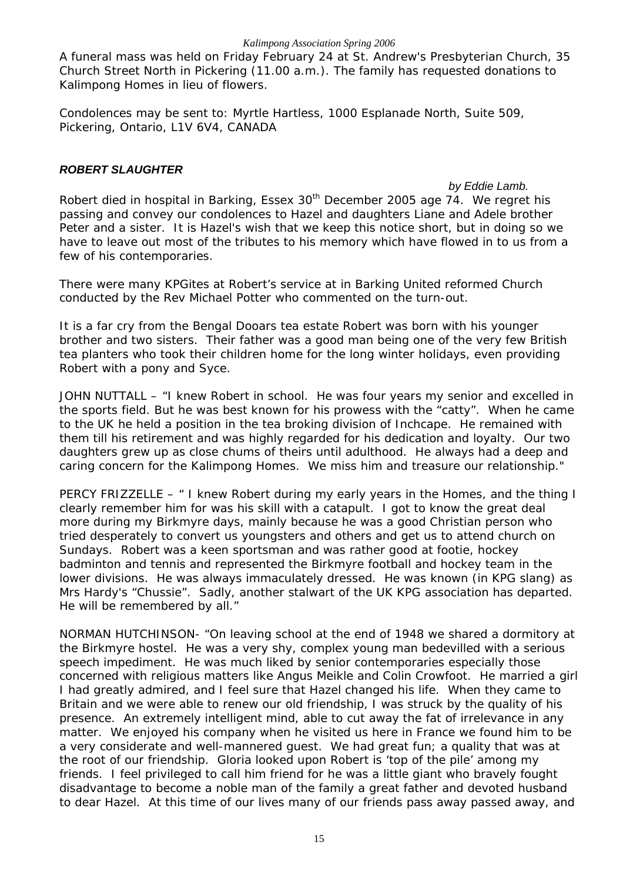A funeral mass was held on Friday February 24 at St. Andrew's Presbyterian Church, 35 Church Street North in Pickering (11.00 a.m.). The family has requested donations to Kalimpong Homes in lieu of flowers.

Condolences may be sent to: Myrtle Hartless, 1000 Esplanade North, Suite 509, Pickering, Ontario, L1V 6V4, CANADA

### *ROBERT SLAUGHTER*

*by Eddie Lamb.*

Robert died in hospital in Barking, Essex 30th December 2005 age 74. We regret his passing and convey our condolences to Hazel and daughters Liane and Adele brother Peter and a sister. It is Hazel's wish that we keep this notice short, but in doing so we have to leave out most of the tributes to his memory which have flowed in to us from a few of his contemporaries.

There were many KPGites at Robert's service at in Barking United reformed Church conducted by the Rev Michael Potter who commented on the turn-out.

It is a far cry from the Bengal Dooars tea estate Robert was born with his younger brother and two sisters. Their father was a good man being one of the very few British tea planters who took their children home for the long winter holidays, even providing Robert with a pony and Syce.

JOHN NUTTALL – "I knew Robert in school. He was four years my senior and excelled in the sports field. But he was best known for his prowess with the "catty". When he came to the UK he held a position in the tea broking division of Inchcape. He remained with them till his retirement and was highly regarded for his dedication and loyalty. Our two daughters grew up as close chums of theirs until adulthood. He always had a deep and caring concern for the Kalimpong Homes. We miss him and treasure our relationship."

PERCY FRIZZELLE – " I knew Robert during my early years in the Homes, and the thing I clearly remember him for was his skill with a catapult. I got to know the great deal more during my Birkmyre days, mainly because he was a good Christian person who tried desperately to convert us youngsters and others and get us to attend church on Sundays. Robert was a keen sportsman and was rather good at footie, hockey badminton and tennis and represented the Birkmyre football and hockey team in the lower divisions. He was always immaculately dressed. He was known (in KPG slang) as Mrs Hardy's "Chussie". Sadly, another stalwart of the UK KPG association has departed. He will be remembered by all."

NORMAN HUTCHINSON- "On leaving school at the end of 1948 we shared a dormitory at the Birkmyre hostel. He was a very shy, complex young man bedevilled with a serious speech impediment. He was much liked by senior contemporaries especially those concerned with religious matters like Angus Meikle and Colin Crowfoot. He married a girl I had greatly admired, and I feel sure that Hazel changed his life. When they came to Britain and we were able to renew our old friendship, I was struck by the quality of his presence. An extremely intelligent mind, able to cut away the fat of irrelevance in any matter. We enjoyed his company when he visited us here in France we found him to be a very considerate and well-mannered guest. We had great fun; a quality that was at the root of our friendship. Gloria looked upon Robert is 'top of the pile' among my friends. I feel privileged to call him friend for he was a little giant who bravely fought disadvantage to become a noble man of the family a great father and devoted husband to dear Hazel. At this time of our lives many of our friends pass away passed away, and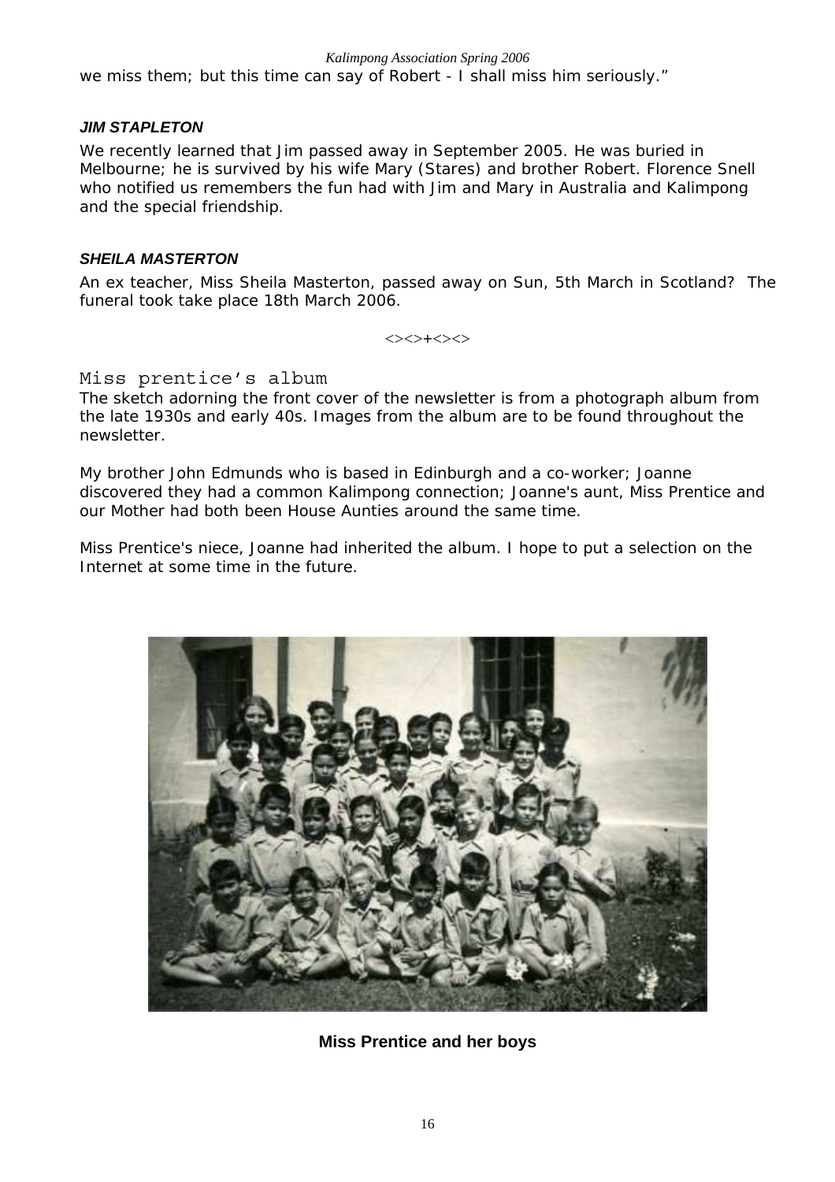we miss them; but this time can say of Robert - I shall miss him seriously."

### *JIM STAPLETON*

We recently learned that Jim passed away in September 2005. He was buried in Melbourne; he is survived by his wife Mary (Stares) and brother Robert. Florence Snell who notified us remembers the fun had with Jim and Mary in Australia and Kalimpong and the special friendship.

### *SHEILA MASTERTON*

An ex teacher, Miss Sheila Masterton, passed away on Sun, 5th March in Scotland? The funeral took take place 18th March 2006.

<><>+<><>

## Miss prentice's album

The sketch adorning the front cover of the newsletter is from a photograph album from the late 1930s and early 40s. Images from the album are to be found throughout the newsletter.

My brother John Edmunds who is based in Edinburgh and a co-worker; Joanne discovered they had a common Kalimpong connection; Joanne's aunt, Miss Prentice and our Mother had both been House Aunties around the same time.

Miss Prentice's niece, Joanne had inherited the album. I hope to put a selection on the Internet at some time in the future.

**Miss Prentice and her boys**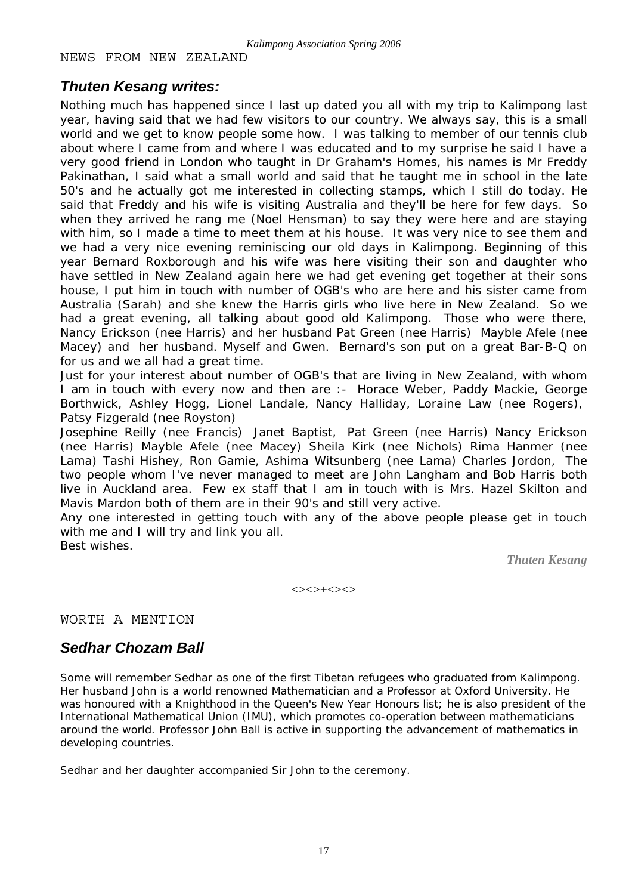NEWS FROM NEW ZEALAND

## *Thuten Kesang writes:*

Nothing much has happened since I last up dated you all with my trip to Kalimpong last year, having said that we had few visitors to our country. We always say, this is a small world and we get to know people some how. I was talking to member of our tennis club about where I came from and where I was educated and to my surprise he said I have a very good friend in London who taught in Dr Graham's Homes, his names is Mr Freddy Pakinathan, I said what a small world and said that he taught me in school in the late 50's and he actually got me interested in collecting stamps, which I still do today. He said that Freddy and his wife is visiting Australia and they'll be here for few days. So when they arrived he rang me (Noel Hensman) to say they were here and are staying with him, so I made a time to meet them at his house. It was very nice to see them and we had a very nice evening reminiscing our old days in Kalimpong. Beginning of this year Bernard Roxborough and his wife was here visiting their son and daughter who have settled in New Zealand again here we had get evening get together at their sons house, I put him in touch with number of OGB's who are here and his sister came from Australia (Sarah) and she knew the Harris girls who live here in New Zealand. So we had a great evening, all talking about good old Kalimpong. Those who were there, Nancy Erickson (nee Harris) and her husband Pat Green (nee Harris) Mayble Afele (nee Macey) and her husband. Myself and Gwen. Bernard's son put on a great Bar-B-Q on for us and we all had a great time.

Just for your interest about number of OGB's that are living in New Zealand, with whom I am in touch with every now and then are :- Horace Weber, Paddy Mackie, George Borthwick, Ashley Hogg, Lionel Landale, Nancy Halliday, Loraine Law (nee Rogers), Patsy Fizgerald (nee Royston)

Josephine Reilly (nee Francis) Janet Baptist, Pat Green (nee Harris) Nancy Erickson (nee Harris) Mayble Afele (nee Macey) Sheila Kirk (nee Nichols) Rima Hanmer (nee Lama) Tashi Hishey, Ron Gamie, Ashima Witsunberg (nee Lama) Charles Jordon, The two people whom I've never managed to meet are John Langham and Bob Harris both live in Auckland area. Few ex staff that I am in touch with is Mrs. Hazel Skilton and Mavis Mardon both of them are in their 90's and still very active.

Any one interested in getting touch with any of the above people please get in touch with me and I will try and link you all.

Best wishes.

*Thuten Kesang*

<><>+<><>

WORTH A MENTION

## *Sedhar Chozam Ball*

Some will remember Sedhar as one of the first Tibetan refugees who graduated from Kalimpong. Her husband John is a world renowned Mathematician and a Professor at Oxford University. He was honoured with a Knighthood in the Queen's New Year Honours list; he is also president of the International Mathematical Union (IMU), which promotes co-operation between mathematicians around the world. Professor John Ball is active in supporting the advancement of mathematics in developing countries.

Sedhar and her daughter accompanied Sir John to the ceremony.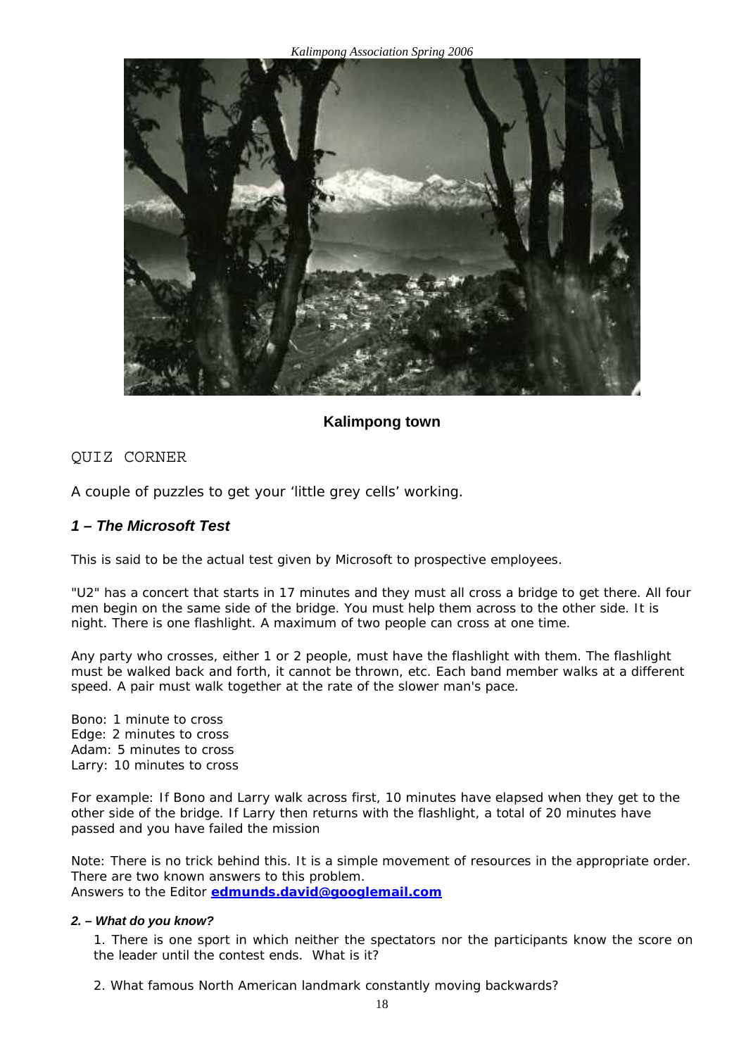Kalimpong town

QUIZ CORNER

A couple of puzzles to get your 'little grey cells' working.

### *1 – The Microsoft Test*

This is said to be the actual test given by Microsoft to prospective employees.

"U2" has a concert that starts in 17 minutes and they must all cross a bridge to get there. All four men begin on the same side of the bridge. You must help them across to the other side. It is night. There is one flashlight. A maximum of two people can cross at one time.

Any party who crosses, either 1 or 2 people, must have the flashlight with them. The flashlight must be walked back and forth, it cannot be thrown, etc. Each band member walks at a different speed. A pair must walk together at the rate of the slower man's pace.

Bono: 1 minute to cross  
Edge: 2 minutes to cross  
Adam: 5 minutes to cross  
Larry: 10 minutes to cross

For example: If Bono and Larry walk across first, 10 minutes have elapsed when they get to the other side of the bridge. If Larry then returns with the flashlight, a total of 20 minutes have passed and you have failed the mission

Note: There is no trick behind this. It is a simple movement of resources in the appropriate order. There are two known answers to this problem.  
Answers to the Editor **edmunds.david@googlemail.com**

#### *2. – What do you know?*

1. There is one sport in which neither the spectators nor the participants know the score on the leader until the contest ends. What is it?

2. What famous North American landmark constantly moving backwards?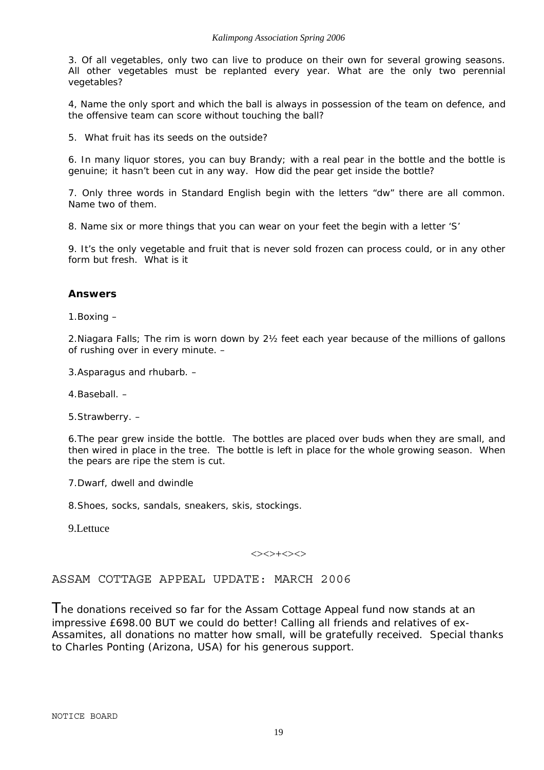3. Of all vegetables, only two can live to produce on their own for several growing seasons. All other vegetables must be replanted every year. What are the only two perennial vegetables?

4, Name the only sport and which the ball is always in possession of the team on defence, and the offensive team can score without touching the ball?

5. What fruit has its seeds on the outside?

6. In many liquor stores, you can buy Brandy; with a real pear in the bottle and the bottle is genuine; it hasn't been cut in any way. How did the pear get inside the bottle?

7. Only three words in Standard English begin with the letters "dw" there are all common. Name two of them.

8. Name six or more things that you can wear on your feet the begin with a letter 'S'

9. It's the only vegetable and fruit that is never sold frozen can process could, or in any other form but fresh. What is it

**Answers**

1.Boxing –

2.Niagara Falls; The rim is worn down by 2½ feet each year because of the millions of gallons of rushing over in every minute. –

3.Asparagus and rhubarb. –

4.Baseball. –

5.Strawberry. –

6.The pear grew inside the bottle. The bottles are placed over buds when they are small, and then wired in place in the tree. The bottle is left in place for the whole growing season. When the pears are ripe the stem is cut.

7.Dwarf, dwell and dwindle

8.Shoes, socks, sandals, sneakers, skis, stockings.

9.Lettuce

<><>+<><>

## ASSAM COTTAGE APPEAL UPDATE: MARCH 2006

The donations received so far for the Assam Cottage Appeal fund now stands at an impressive £698.00 BUT we could do better! Calling all friends and relatives of ex-Assamites, all donations no matter how small, will be gratefully received. Special thanks to Charles Ponting (Arizona, USA) for his generous support.

NOTICE BOARD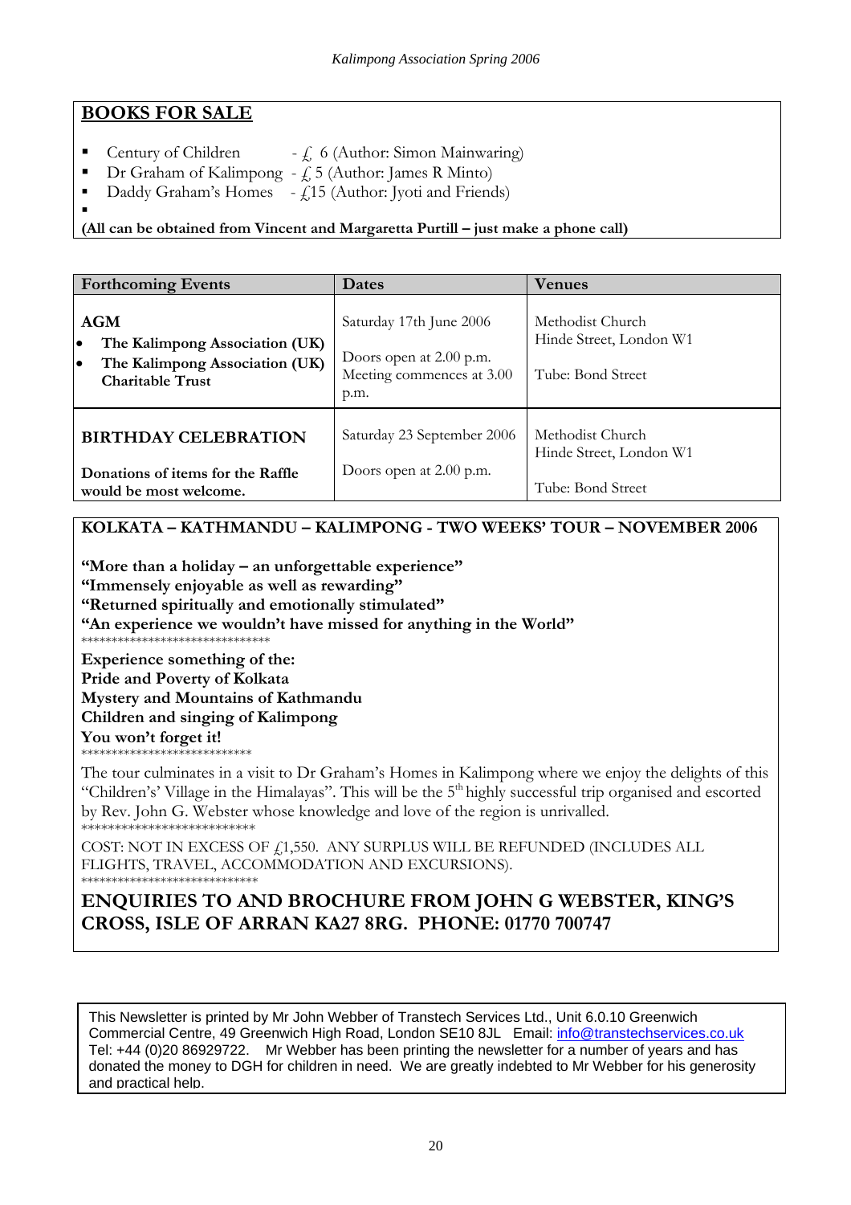## BOOKS FOR SALE

- Century of Children - £ 6 (Author: Simon Mainwaring)
- Dr Graham of Kalimpong - £ 5 (Author: James R Minto)
- Daddy Graham's Homes - £15 (Author: Jyoti and Friends)

**(All can be obtained from Vincent and Margaretta Purtill – just make a phone call)**

| Forthcoming Events | Dates | Venues |
|---|---|---|
| **AGM**<br>• **The Kalimpong Association (UK)**<br>• **The Kalimpong Association (UK) Charitable Trust** | Saturday 17th June 2006<br><br>Doors open at 2.00 p.m.<br>Meeting commences at 3.00 p.m. | Methodist Church<br>Hinde Street, London W1<br><br>Tube: Bond Street |
| **BIRTHDAY CELEBRATION**<br><br>**Donations of items for the Raffle would be most welcome.** | Saturday 23 September 2006<br><br>Doors open at 2.00 p.m. | Methodist Church<br>Hinde Street, London W1<br><br>Tube: Bond Street |

## KOLKATA – KATHMANDU – KALIMPONG - TWO WEEKS' TOUR – NOVEMBER 2006

**"More than a holiday – an unforgettable experience"**
**"Immensely enjoyable as well as rewarding"**
**"Returned spiritually and emotionally stimulated"**
**"An experience we wouldn't have missed for anything in the World"**

*******************************

**Experience something of the:**
**Pride and Poverty of Kolkata**
**Mystery and Mountains of Kathmandu**
**Children and singing of Kalimpong**
**You won't forget it!**

****************************

The tour culminates in a visit to Dr Graham's Homes in Kalimpong where we enjoy the delights of this "Children's' Village in the Himalayas". This will be the 5th highly successful trip organised and escorted by Rev. John G. Webster whose knowledge and love of the region is unrivalled.

***************************

COST: NOT IN EXCESS OF £1,550. ANY SURPLUS WILL BE REFUNDED (INCLUDES ALL FLIGHTS, TRAVEL, ACCOMMODATION AND EXCURSIONS).

*****************************

### ENQUIRIES TO AND BROCHURE FROM JOHN G WEBSTER, KING'S CROSS, ISLE OF ARRAN KA27 8RG. PHONE: 01770 700747

This Newsletter is printed by Mr John Webber of Transtech Services Ltd., Unit 6.0.10 Greenwich Commercial Centre, 49 Greenwich High Road, London SE10 8JL Email: info@transtechservices.co.uk Tel: +44 (0)20 86929722. Mr Webber has been printing the newsletter for a number of years and has donated the money to DGH for children in need. We are greatly indebted to Mr Webber for his generosity and practical help.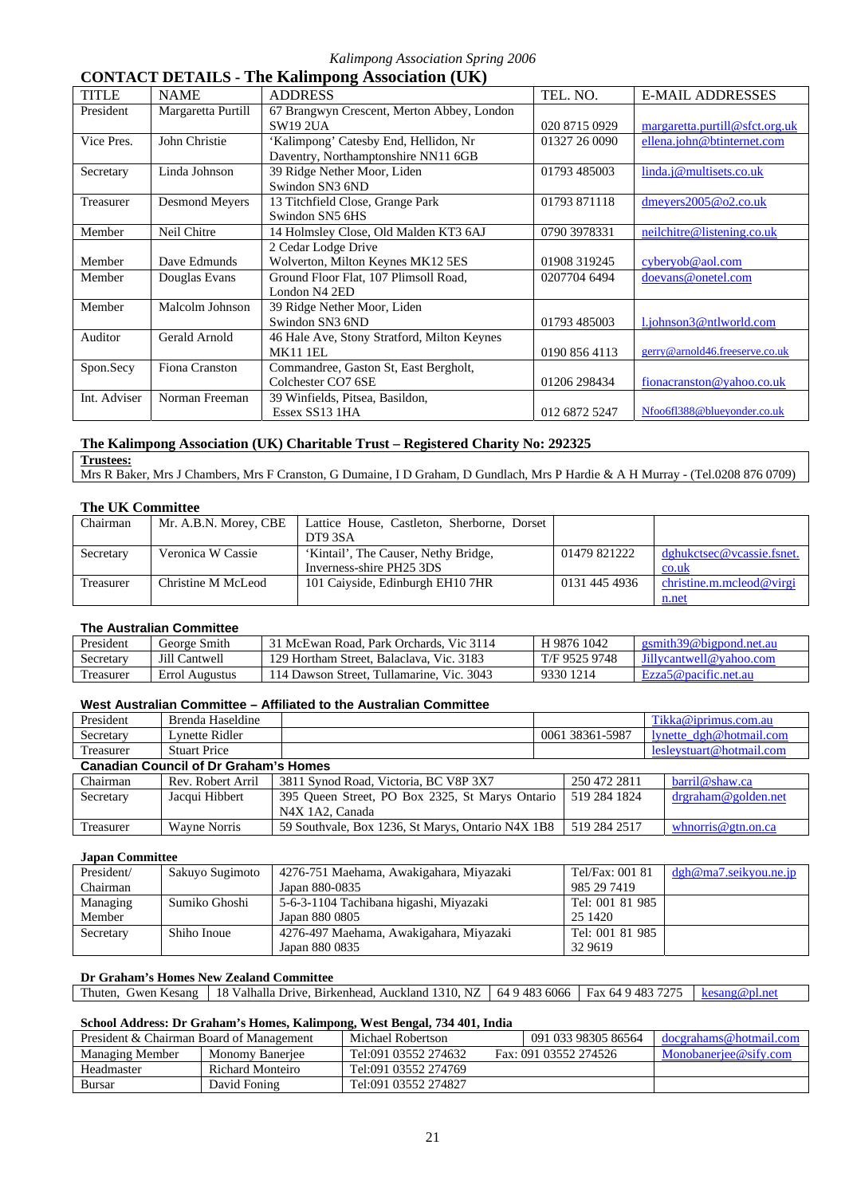## CONTACT DETAILS - The Kalimpong Association (UK)

| TITLE | NAME | ADDRESS | TEL. NO. | E-MAIL ADDRESSES |
|---|---|---|---|---|
| President | Margaretta Purtill | 67 Brangwyn Crescent, Merton Abbey, London SW19 2UA | 020 8715 0929 | margaretta.purtill@sfct.org.uk |
| Vice Pres. | John Christie | 'Kalimpong' Catesby End, Hellidon, Nr Daventry, Northamptonshire NN11 6GB | 01327 26 0090 | ellena.john@btinternet.com |
| Secretary | Linda Johnson | 39 Ridge Nether Moor, Liden Swindon SN3 6ND | 01793 485003 | linda.j@multisets.co.uk |
| Treasurer | Desmond Meyers | 13 Titchfield Close, Grange Park Swindon SN5 6HS | 01793 871118 | dmeyers2005@o2.co.uk |
| Member | Neil Chitre | 14 Holmsley Close, Old Malden KT3 6AJ | 0790 3978331 | neilchitre@listening.co.uk |
| Member | Dave Edmunds | 2 Cedar Lodge Drive Wolverton, Milton Keynes MK12 5ES | 01908 319245 | cyberyob@aol.com |
| Member | Douglas Evans | Ground Floor Flat, 107 Plimsoll Road, London N4 2ED | 0207704 6494 | doevans@onetel.com |
| Member | Malcolm Johnson | 39 Ridge Nether Moor, Liden Swindon SN3 6ND | 01793 485003 | l.johnson3@ntlworld.com |
| Auditor | Gerald Arnold | 46 Hale Ave, Stony Stratford, Milton Keynes MK11 1EL | 0190 856 4113 | gerry@arnold46.freeserve.co.uk |
| Spon.Secy | Fiona Cranston | Commandree, Gaston St, East Bergholt, Colchester CO7 6SE | 01206 298434 | fionacranston@yahoo.co.uk |
| Int. Adviser | Norman Freeman | 39 Winfields, Pitsea, Basildon, Essex SS13 1HA | 012 6872 5247 | Nfoo6fl388@blueyonder.co.uk |

### The Kalimpong Association (UK) Charitable Trust – Registered Charity No: 292325

**Trustees:**
Mrs R Baker, Mrs J Chambers, Mrs F Cranston, G Dumaine, I D Graham, D Gundlach, Mrs P Hardie & A H Murray - (Tel.0208 876 0709)

### The UK Committee

| | | | | |
|---|---|---|---|---|
| Chairman | Mr. A.B.N. Morey, CBE | Lattice House, Castleton, Sherborne, Dorset DT9 3SA | | |
| Secretary | Veronica W Cassie | 'Kintail', The Causer, Nethy Bridge, Inverness-shire PH25 3DS | 01479 821222 | dghukctsec@vcassie.fsnet.co.uk |
| Treasurer | Christine M McLeod | 101 Caiyside, Edinburgh EH10 7HR | 0131 445 4936 | christine.m.mcleod@virgin.net |

### The Australian Committee

| | | | | |
|---|---|---|---|---|
| President | George Smith | 31 McEwan Road, Park Orchards, Vic 3114 | H 9876 1042 | gsmith39@bigpond.net.au |
| Secretary | Jill Cantwell | 129 Hortham Street, Balaclava, Vic. 3183 | T/F 9525 9748 | Jillycantwell@yahoo.com |
| Treasurer | Errol Augustus | 114 Dawson Street, Tullamarine, Vic. 3043 | 9330 1214 | Ezza5@pacific.net.au |

### West Australian Committee – Affiliated to the Australian Committee

| | | | | |
|---|---|---|---|---|
| President | Brenda Haseldine | | | Tikka@iprimus.com.au |
| Secretary | Lynette Ridler | | 0061 38361-5987 | lynette_dgh@hotmail.com |
| Treasurer | Stuart Price | | | lesleystuart@hotmail.com |

### Canadian Council of Dr Graham's Homes

| | | | | |
|---|---|---|---|---|
| Chairman | Rev. Robert Arril | 3811 Synod Road, Victoria, BC V8P 3X7 | 250 472 2811 | barril@shaw.ca |
| Secretary | Jacqui Hibbert | 395 Queen Street, PO Box 2325, St Marys Ontario N4X 1A2, Canada | 519 284 1824 | drgraham@golden.net |
| Treasurer | Wayne Norris | 59 Southvale, Box 1236, St Marys, Ontario N4X 1B8 | 519 284 2517 | whnorris@gtn.on.ca |

### Japan Committee

| | | | | |
|---|---|---|---|---|
| President/ Chairman | Sakuyo Sugimoto | 4276-751 Maehama, Awakigahara, Miyazaki Japan 880-0835 | Tel/Fax: 001 81 985 29 7419 | dgh@ma7.seikyou.ne.jp |
| Managing Member | Sumiko Ghoshi | 5-6-3-1104 Tachibana higashi, Miyazaki Japan 880 0805 | Tel: 001 81 985 25 1420 | |
| Secretary | Shiho Inoue | 4276-497 Maehama, Awakigahara, Miyazaki Japan 880 0835 | Tel: 001 81 985 32 9619 | |

### Dr Graham's Homes New Zealand Committee

| | | | | |
|---|---|---|---|---|
| Thuten, Gwen Kesang | 18 Valhalla Drive, Birkenhead, Auckland 1310, NZ | 64 9 483 6066 | Fax 64 9 483 7275 | kesang@pl.net |

### School Address: Dr Graham's Homes, Kalimpong, West Bengal, 734 401, India

| | | | | |
|---|---|---|---|---|
| President & Chairman Board of Management | | Michael Robertson | 091 033 98305 86564 | docgrahams@hotmail.com |
| Managing Member | Monomy Banerjee | Tel:091 03552 274632 | Fax: 091 03552 274526 | Monobanerjee@sify.com |
| Headmaster | Richard Monteiro | Tel:091 03552 274769 | | |
| Bursar | David Foning | Tel:091 03552 274827 | | |